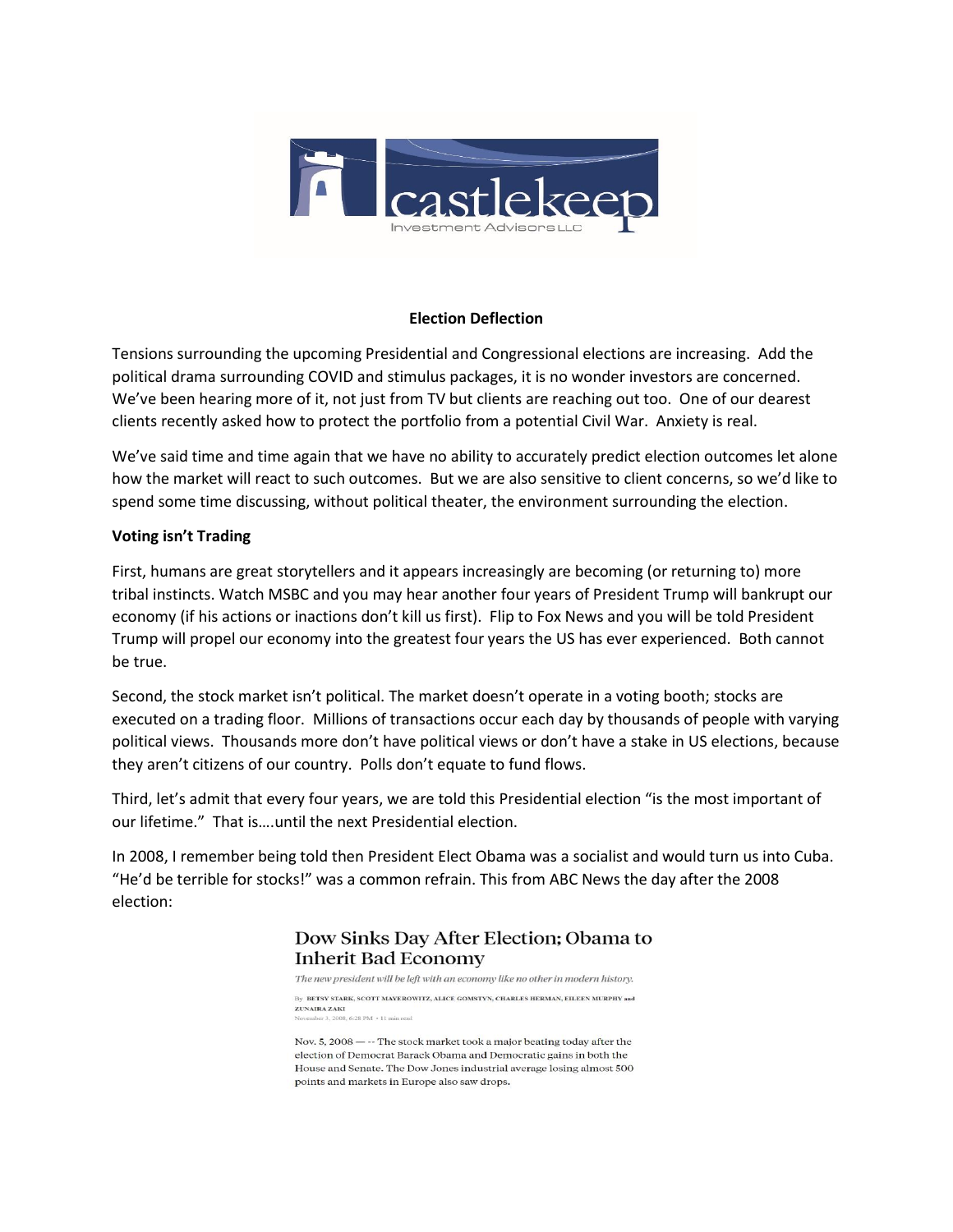castlekeep
Investment Advisors LLC

**Election Deflection**

Tensions surrounding the upcoming Presidential and Congressional elections are increasing. Add the political drama surrounding COVID and stimulus packages, it is no wonder investors are concerned. We've been hearing more of it, not just from TV but clients are reaching out too. One of our dearest clients recently asked how to protect the portfolio from a potential Civil War. Anxiety is real.

We've said time and time again that we have no ability to accurately predict election outcomes let alone how the market will react to such outcomes. But we are also sensitive to client concerns, so we'd like to spend some time discussing, without political theater, the environment surrounding the election.

**Voting isn't Trading**

First, humans are great storytellers and it appears increasingly are becoming (or returning to) more tribal instincts. Watch MSBC and you may hear another four years of President Trump will bankrupt our economy (if his actions or inactions don't kill us first). Flip to Fox News and you will be told President Trump will propel our economy into the greatest four years the US has ever experienced. Both cannot be true.

Second, the stock market isn't political. The market doesn't operate in a voting booth; stocks are executed on a trading floor. Millions of transactions occur each day by thousands of people with varying political views. Thousands more don't have political views or don't have a stake in US elections, because they aren't citizens of our country. Polls don't equate to fund flows.

Third, let's admit that every four years, we are told this Presidential election "is the most important of our lifetime." That is….until the next Presidential election.

In 2008, I remember being told then President Elect Obama was a socialist and would turn us into Cuba. "He'd be terrible for stocks!" was a common refrain. This from ABC News the day after the 2008 election:

> **Dow Sinks Day After Election; Obama to Inherit Bad Economy**
>
> *The new president will be left with an economy like no other in modern history.*
>
> By BETSY STARK, SCOTT MAYEROWITZ, ALICE GOMSTYN, CHARLES HERMAN, EILEEN MURPHY and ZUNAIRA ZAKI
> November 5, 2008, 6:28 PM • 11 min read
>
> Nov. 5, 2008 — -- The stock market took a major beating today after the election of Democrat Barack Obama and Democratic gains in both the House and Senate. The Dow Jones industrial average losing almost 500 points and markets in Europe also saw drops.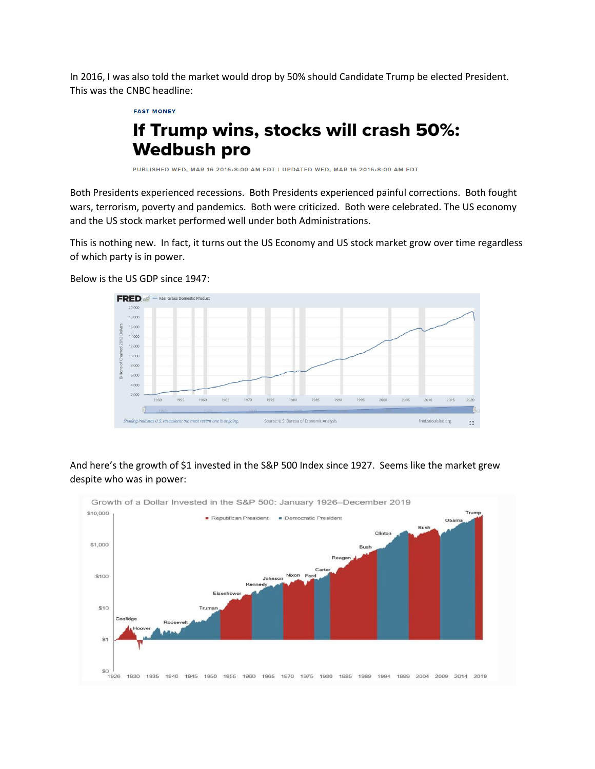In 2016, I was also told the market would drop by 50% should Candidate Trump be elected President. This was the CNBC headline:

FAST MONEY

**If Trump wins, stocks will crash 50%: Wedbush pro**

PUBLISHED WED, MAR 16 2016•8:00 AM EDT | UPDATED WED, MAR 16 2016•8:00 AM EDT

Both Presidents experienced recessions. Both Presidents experienced painful corrections. Both fought wars, terrorism, poverty and pandemics. Both were criticized. Both were celebrated. The US economy and the US stock market performed well under both Administrations.

This is nothing new. In fact, it turns out the US Economy and US stock market grow over time regardless of which party is in power.

Below is the US GDP since 1947:

And here's the growth of $1 invested in the S&P 500 Index since 1927. Seems like the market grew despite who was in power: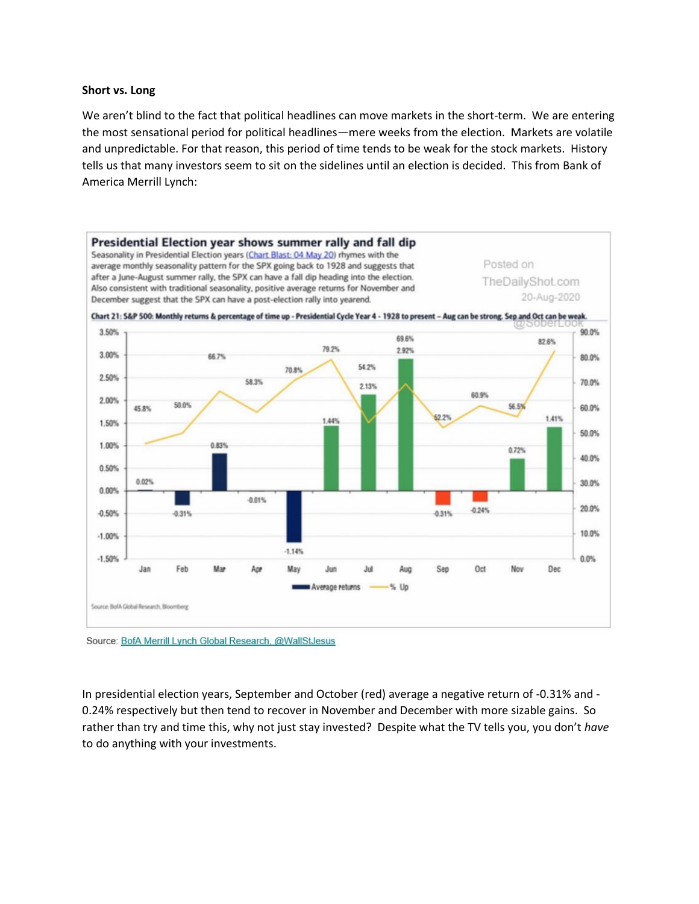**Short vs. Long**

We aren't blind to the fact that political headlines can move markets in the short-term. We are entering the most sensational period for political headlines—mere weeks from the election. Markets are volatile and unpredictable. For that reason, this period of time tends to be weak for the stock markets. History tells us that many investors seem to sit on the sidelines until an election is decided. This from Bank of America Merrill Lynch:

**Presidential Election year shows summer rally and fall dip**

Seasonality in Presidential Election years (Chart Blast: 04 May 20) rhymes with the average monthly seasonality pattern for the SPX going back to 1928 and suggests that after a June-August summer rally, the SPX can have a fall dip heading into the election. Also consistent with traditional seasonality, positive average returns for November and December suggest that the SPX can have a post-election rally into yearend.

Posted on TheDailyShot.com 20-Aug-2020

**Chart 21: S&P 500: Monthly returns & percentage of time up - Presidential Cycle Year 4 - 1928 to present – Aug can be strong, Sep and Oct can be weak.**

| Month | Average returns | % Up |
|---|---|---|
| Jan | 0.02% | 45.8% |
| Feb | -0.31% | 50.0% |
| Mar | 0.83% | 66.7% |
| Apr | -0.01% | 58.3% |
| May | -1.14% | 70.8% |
| Jun | 1.44% | 79.2% |
| Jul | 2.13% | 54.2% |
| Aug | 2.92% | 69.6% |
| Sep | -0.31% | 52.2% |
| Oct | -0.24% | 60.9% |
| Nov | 0.72% | 56.5% |
| Dec | 1.41% | 82.6% |

Source: BofA Global Research, Bloomberg

Source: BofA Merrill Lynch Global Research, @WallStJesus

In presidential election years, September and October (red) average a negative return of -0.31% and -0.24% respectively but then tend to recover in November and December with more sizable gains. So rather than try and time this, why not just stay invested? Despite what the TV tells you, you don't *have* to do anything with your investments.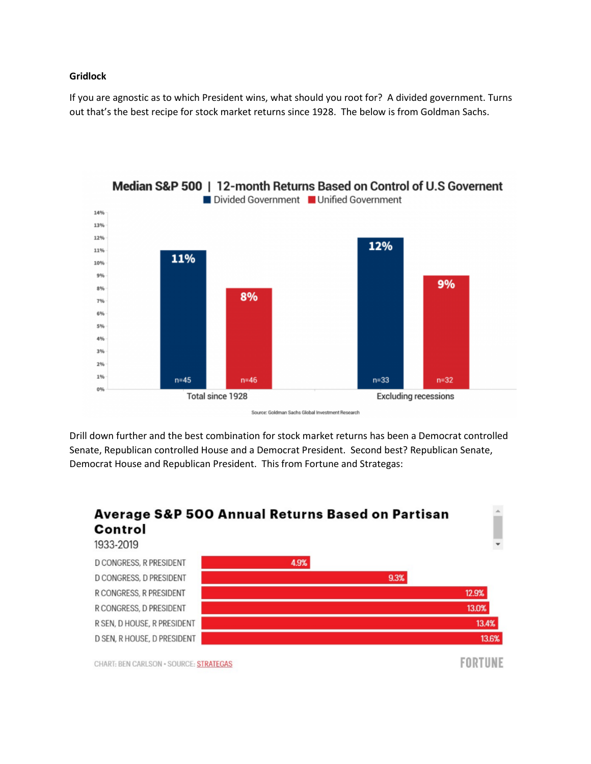**Gridlock**

If you are agnostic as to which President wins, what should you root for? A divided government. Turns out that's the best recipe for stock market returns since 1928. The below is from Goldman Sachs.

**Median S&P 500 | 12-month Returns Based on Control of U.S Goverment**

| | Divided Government | Unified Government |
|---|---|---|
| Total since 1928 | 11% (n=45) | 8% (n=46) |
| Excluding recessions | 12% (n=33) | 9% (n=32) |

Source: Goldman Sachs Global Investment Research

Drill down further and the best combination for stock market returns has been a Democrat controlled Senate, Republican controlled House and a Democrat President. Second best? Republican Senate, Democrat House and Republican President. This from Fortune and Strategas:

**Average S&P 500 Annual Returns Based on Partisan Control**

1933-2019

| Partisan Control | Average Annual Return |
|---|---|
| D CONGRESS, R PRESIDENT | 4.9% |
| D CONGRESS, D PRESIDENT | 9.3% |
| R CONGRESS, R PRESIDENT | 12.9% |
| R CONGRESS, D PRESIDENT | 13.0% |
| R SEN, D HOUSE, R PRESIDENT | 13.4% |
| D SEN, R HOUSE, D PRESIDENT | 13.6% |

CHART: BEN CARLSON • SOURCE: STRATEGAS — FORTUNE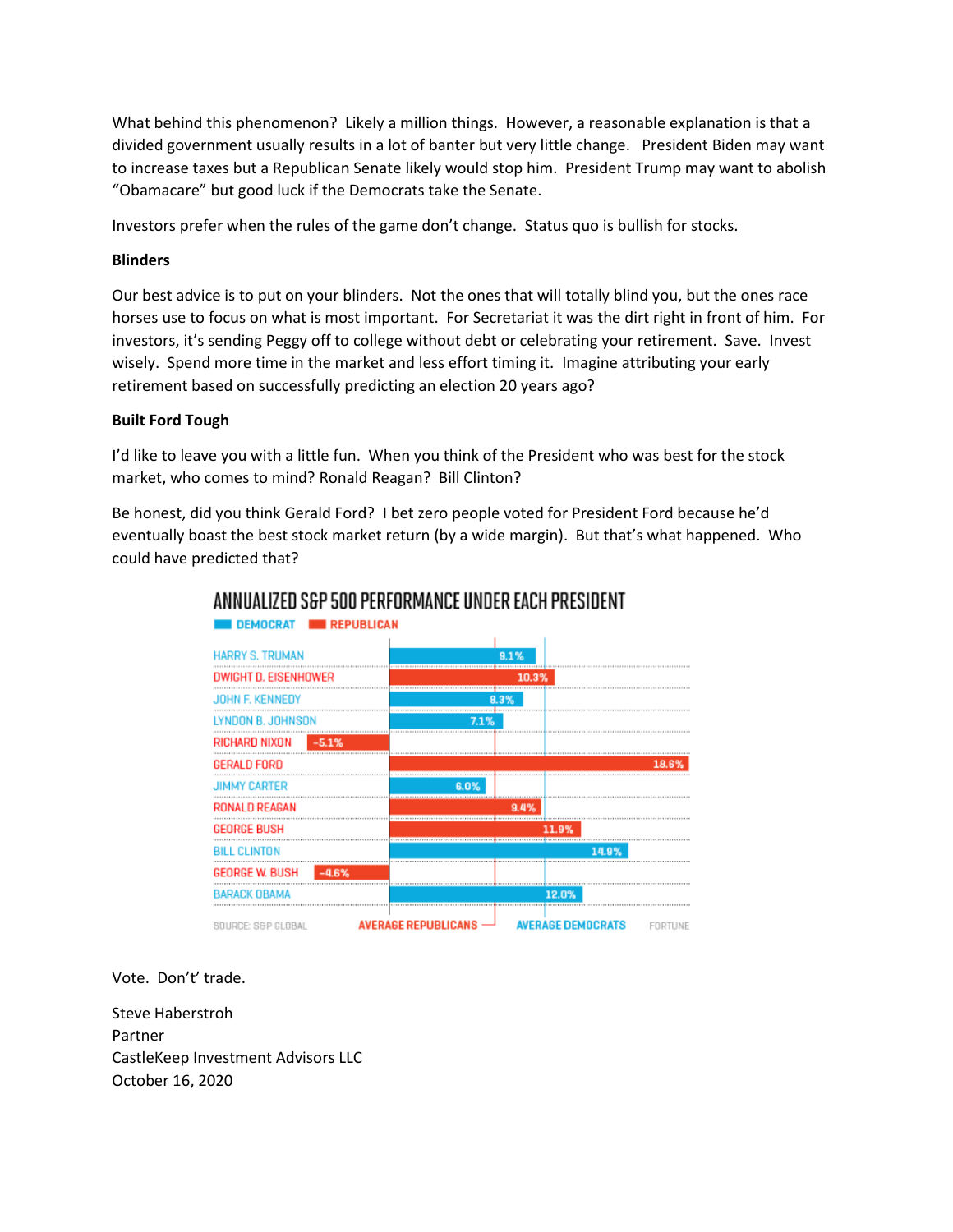What behind this phenomenon? Likely a million things. However, a reasonable explanation is that a divided government usually results in a lot of banter but very little change. President Biden may want to increase taxes but a Republican Senate likely would stop him. President Trump may want to abolish "Obamacare" but good luck if the Democrats take the Senate.

Investors prefer when the rules of the game don't change. Status quo is bullish for stocks.

**Blinders**

Our best advice is to put on your blinders. Not the ones that will totally blind you, but the ones race horses use to focus on what is most important. For Secretariat it was the dirt right in front of him. For investors, it's sending Peggy off to college without debt or celebrating your retirement. Save. Invest wisely. Spend more time in the market and less effort timing it. Imagine attributing your early retirement based on successfully predicting an election 20 years ago?

**Built Ford Tough**

I'd like to leave you with a little fun. When you think of the President who was best for the stock market, who comes to mind? Ronald Reagan? Bill Clinton?

Be honest, did you think Gerald Ford? I bet zero people voted for President Ford because he'd eventually boast the best stock market return (by a wide margin). But that's what happened. Who could have predicted that?

ANNUALIZED S&P 500 PERFORMANCE UNDER EACH PRESIDENT

DEMOCRAT
REPUBLICAN

HARRY S. TRUMAN 9.1%
DWIGHT D. EISENHOWER 10.3%
JOHN F. KENNEDY 8.3%
LYNDON B. JOHNSON 7.1%
RICHARD NIXON -5.1%
GERALD FORD 18.6%
JIMMY CARTER 6.0%
RONALD REAGAN 9.4%
GEORGE BUSH 11.9%
BILL CLINTON 14.9%
GEORGE W. BUSH -4.6%
BARACK OBAMA 12.0%

SOURCE: S&P GLOBAL
AVERAGE REPUBLICANS
AVERAGE DEMOCRATS
FORTUNE

Vote. Don't' trade.

Steve Haberstroh
Partner
CastleKeep Investment Advisors LLC
October 16, 2020